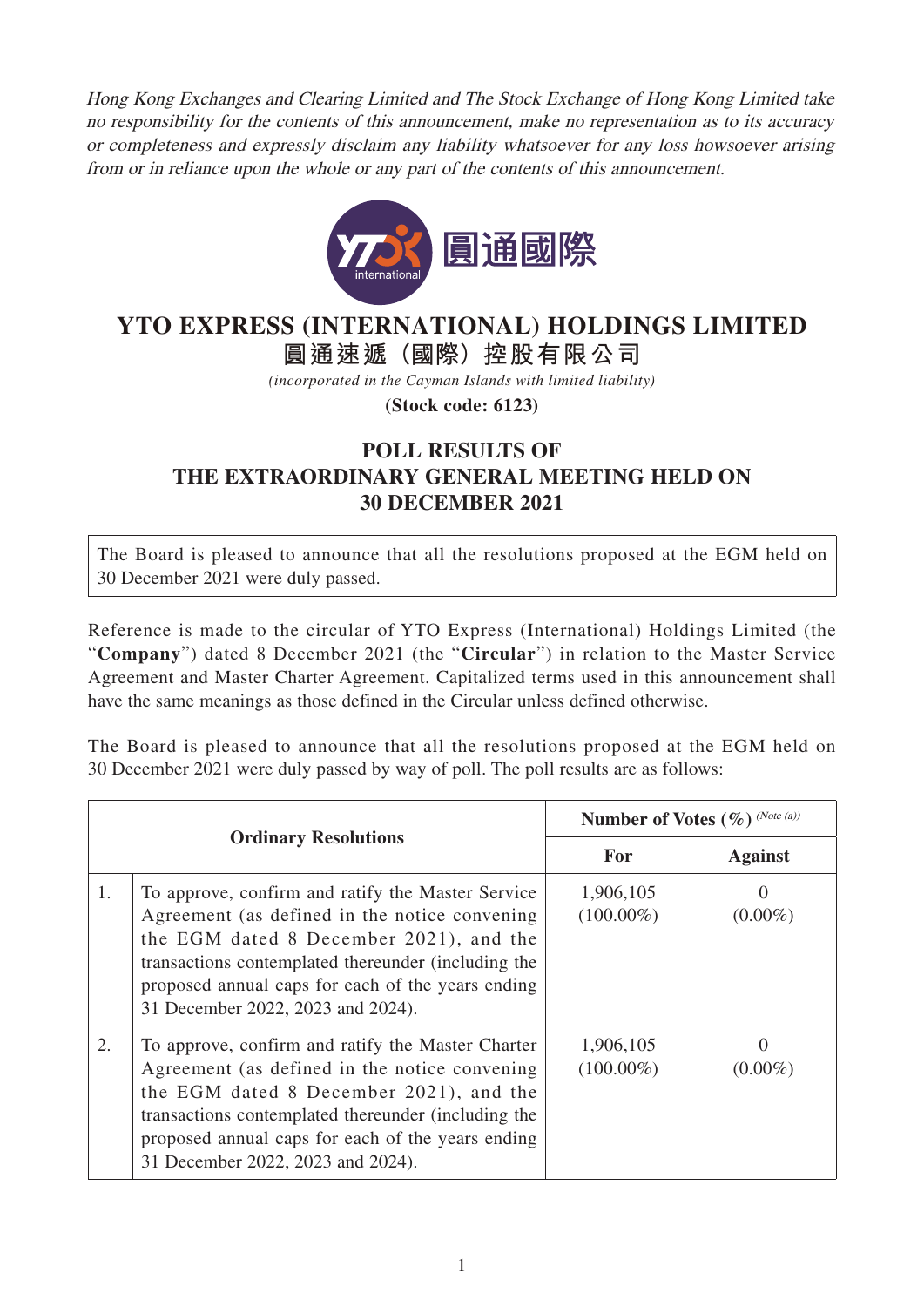*Hong Kong Exchanges and Clearing Limited and The Stock Exchange of Hong Kong Limited take no responsibility for the contents of this announcement, make no representation as to its accuracy or completeness and expressly disclaim any liability whatsoever for any loss howsoever arising from or in reliance upon the whole or any part of the contents of this announcement.*

# YTO EXPRESS (INTERNATIONAL) HOLDINGS LIMITED

# 圓通速遞（國際）控股有限公司

*(incorporated in the Cayman Islands with limited liability)*

**(Stock code: 6123)**

## POLL RESULTS OF THE EXTRAORDINARY GENERAL MEETING HELD ON 30 DECEMBER 2021

The Board is pleased to announce that all the resolutions proposed at the EGM held on 30 December 2021 were duly passed.

Reference is made to the circular of YTO Express (International) Holdings Limited (the "**Company**") dated 8 December 2021 (the "**Circular**") in relation to the Master Service Agreement and Master Charter Agreement. Capitalized terms used in this announcement shall have the same meanings as those defined in the Circular unless defined otherwise.

The Board is pleased to announce that all the resolutions proposed at the EGM held on 30 December 2021 were duly passed by way of poll. The poll results are as follows:

| Ordinary Resolutions | | Number of Votes (%) *(Note (a))* | |
|---|---|---|---|
| | | **For** | **Against** |
| 1. | To approve, confirm and ratify the Master Service Agreement (as defined in the notice convening the EGM dated 8 December 2021), and the transactions contemplated thereunder (including the proposed annual caps for each of the years ending 31 December 2022, 2023 and 2024). | 1,906,105 (100.00%) | 0 (0.00%) |
| 2. | To approve, confirm and ratify the Master Charter Agreement (as defined in the notice convening the EGM dated 8 December 2021), and the transactions contemplated thereunder (including the proposed annual caps for each of the years ending 31 December 2022, 2023 and 2024). | 1,906,105 (100.00%) | 0 (0.00%) |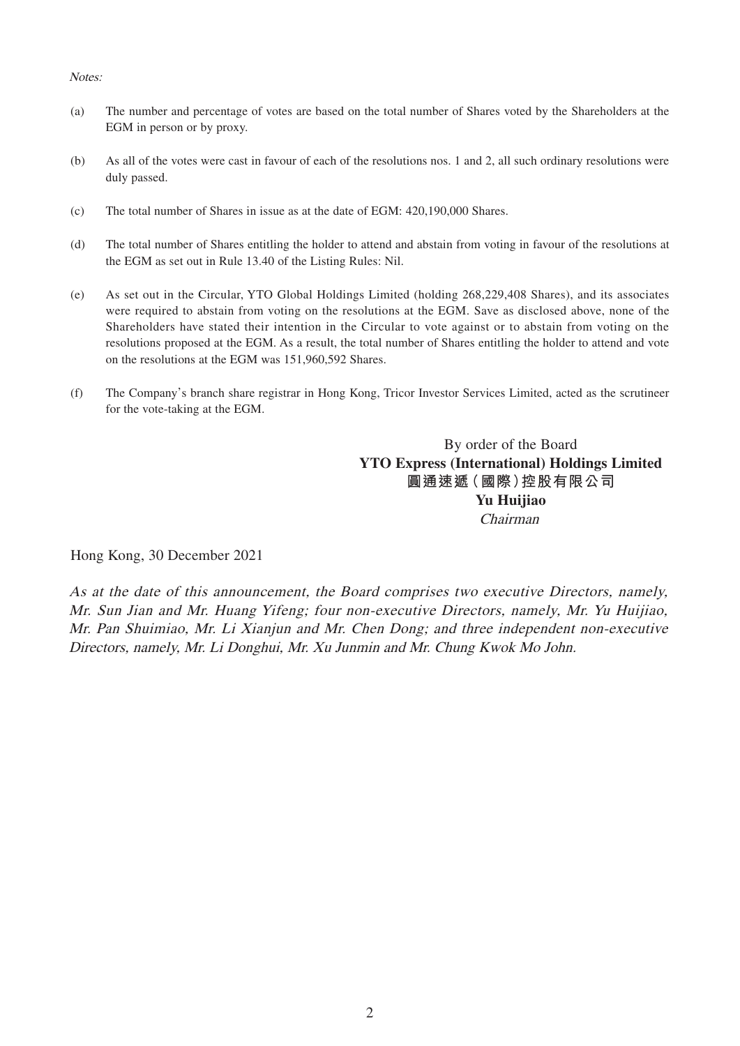*Notes:*

(a) The number and percentage of votes are based on the total number of Shares voted by the Shareholders at the EGM in person or by proxy.

(b) As all of the votes were cast in favour of each of the resolutions nos. 1 and 2, all such ordinary resolutions were duly passed.

(c) The total number of Shares in issue as at the date of EGM: 420,190,000 Shares.

(d) The total number of Shares entitling the holder to attend and abstain from voting in favour of the resolutions at the EGM as set out in Rule 13.40 of the Listing Rules: Nil.

(e) As set out in the Circular, YTO Global Holdings Limited (holding 268,229,408 Shares), and its associates were required to abstain from voting on the resolutions at the EGM. Save as disclosed above, none of the Shareholders have stated their intention in the Circular to vote against or to abstain from voting on the resolutions proposed at the EGM. As a result, the total number of Shares entitling the holder to attend and vote on the resolutions at the EGM was 151,960,592 Shares.

(f) The Company's branch share registrar in Hong Kong, Tricor Investor Services Limited, acted as the scrutineer for the vote-taking at the EGM.

By order of the Board
**YTO Express (International) Holdings Limited**
**圓通速遞(國際)控股有限公司**
**Yu Huijiao**
*Chairman*

Hong Kong, 30 December 2021

*As at the date of this announcement, the Board comprises two executive Directors, namely, Mr. Sun Jian and Mr. Huang Yifeng; four non-executive Directors, namely, Mr. Yu Huijiao, Mr. Pan Shuimiao, Mr. Li Xianjun and Mr. Chen Dong; and three independent non-executive Directors, namely, Mr. Li Donghui, Mr. Xu Junmin and Mr. Chung Kwok Mo John.*